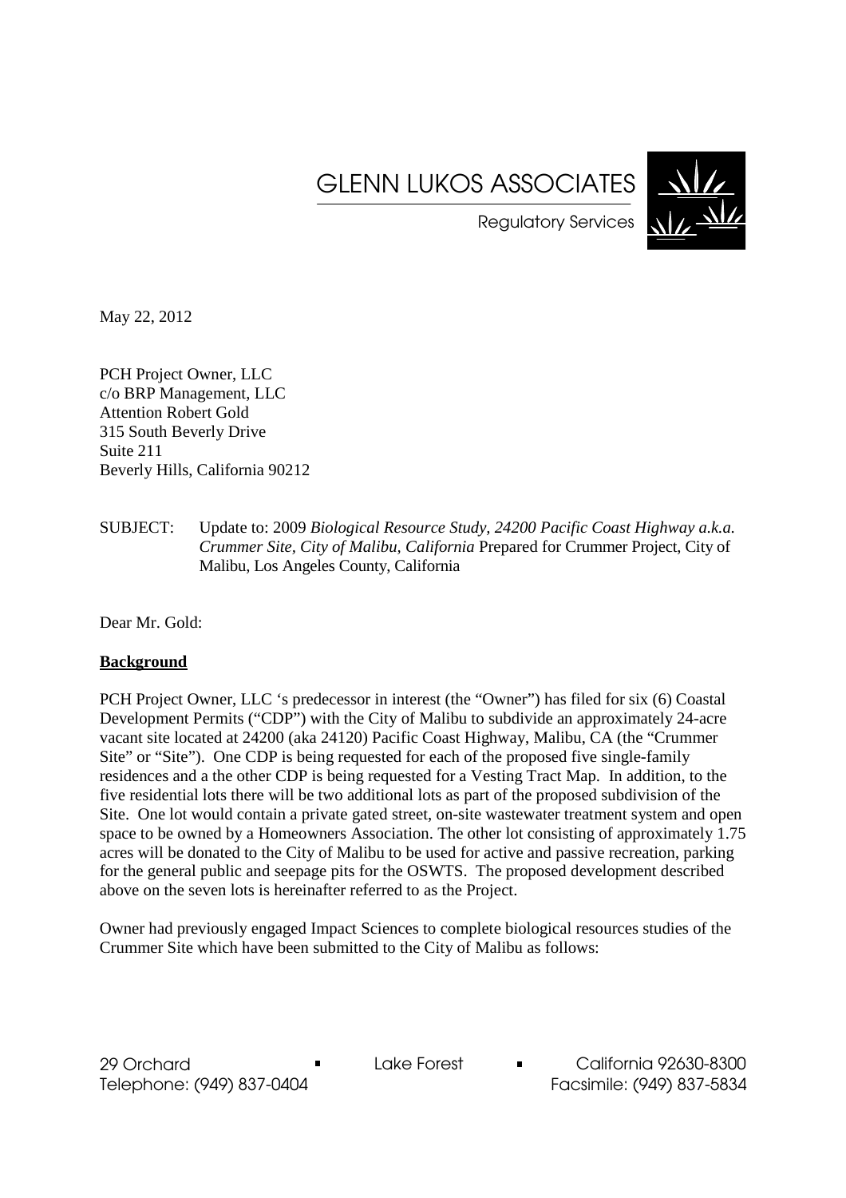GLENN LUKOS ASSOCIATES

Regulatory Services

May 22, 2012

PCH Project Owner, LLC
c/o BRP Management, LLC
Attention Robert Gold
315 South Beverly Drive
Suite 211
Beverly Hills, California 90212

SUBJECT: Update to: 2009 *Biological Resource Study, 24200 Pacific Coast Highway a.k.a. Crummer Site, City of Malibu, California* Prepared for Crummer Project, City of Malibu, Los Angeles County, California

Dear Mr. Gold:

**Background**

PCH Project Owner, LLC 's predecessor in interest (the "Owner") has filed for six (6) Coastal Development Permits ("CDP") with the City of Malibu to subdivide an approximately 24-acre vacant site located at 24200 (aka 24120) Pacific Coast Highway, Malibu, CA (the "Crummer Site" or "Site"). One CDP is being requested for each of the proposed five single-family residences and a the other CDP is being requested for a Vesting Tract Map. In addition, to the five residential lots there will be two additional lots as part of the proposed subdivision of the Site. One lot would contain a private gated street, on-site wastewater treatment system and open space to be owned by a Homeowners Association. The other lot consisting of approximately 1.75 acres will be donated to the City of Malibu to be used for active and passive recreation, parking for the general public and seepage pits for the OWTS. The proposed development described above on the seven lots is hereinafter referred to as the Project.

Owner had previously engaged Impact Sciences to complete biological resources studies of the Crummer Site which have been submitted to the City of Malibu as follows:

29 Orchard ▪ Lake Forest ▪ California 92630-8300
Telephone: (949) 837-0404 Facsimile: (949) 837-5834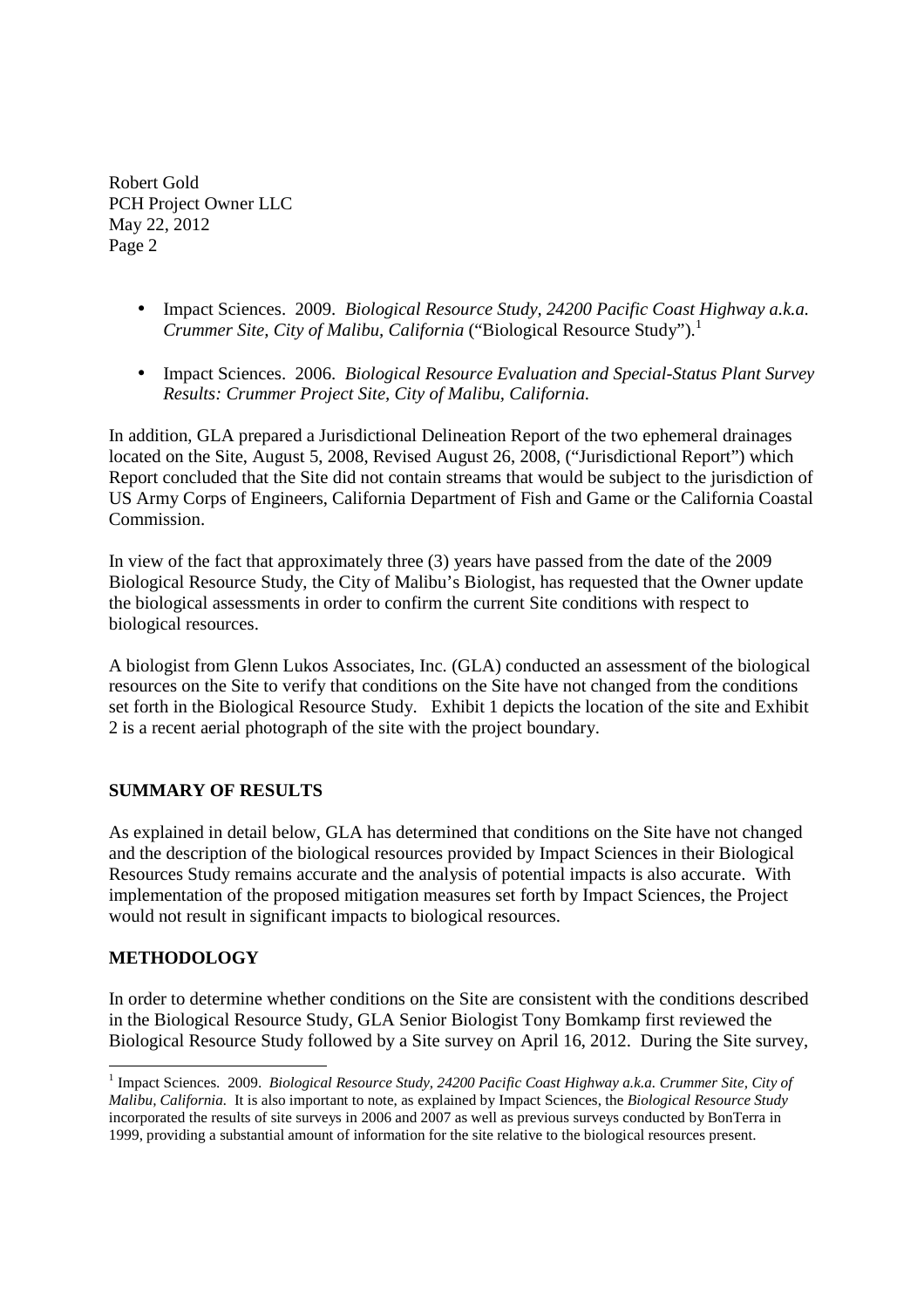Robert Gold
PCH Project Owner LLC
May 22, 2012

- Impact Sciences. 2009. *Biological Resource Study, 24200 Pacific Coast Highway a.k.a. Crummer Site, City of Malibu, California* ("Biological Resource Study").[1]

- Impact Sciences. 2006. *Biological Resource Evaluation and Special-Status Plant Survey Results: Crummer Project Site, City of Malibu, California.*

In addition, GLA prepared a Jurisdictional Delineation Report of the two ephemeral drainages located on the Site, August 5, 2008, Revised August 26, 2008, ("Jurisdictional Report") which Report concluded that the Site did not contain streams that would be subject to the jurisdiction of US Army Corps of Engineers, California Department of Fish and Game or the California Coastal Commission.

In view of the fact that approximately three (3) years have passed from the date of the 2009 Biological Resource Study, the City of Malibu's Biologist, has requested that the Owner update the biological assessments in order to confirm the current Site conditions with respect to biological resources.

A biologist from Glenn Lukos Associates, Inc. (GLA) conducted an assessment of the biological resources on the Site to verify that conditions on the Site have not changed from the conditions set forth in the Biological Resource Study. Exhibit 1 depicts the location of the site and Exhibit 2 is a recent aerial photograph of the site with the project boundary.

## SUMMARY OF RESULTS

As explained in detail below, GLA has determined that conditions on the Site have not changed and the description of the biological resources provided by Impact Sciences in their Biological Resources Study remains accurate and the analysis of potential impacts is also accurate. With implementation of the proposed mitigation measures set forth by Impact Sciences, the Project would not result in significant impacts to biological resources.

## METHODOLOGY

In order to determine whether conditions on the Site are consistent with the conditions described in the Biological Resource Study, GLA Senior Biologist Tony Bomkamp first reviewed the Biological Resource Study followed by a Site survey on April 16, 2012. During the Site survey,

---

[1] Impact Sciences. 2009. *Biological Resource Study, 24200 Pacific Coast Highway a.k.a. Crummer Site, City of Malibu, California.* It is also important to note, as explained by Impact Sciences, the *Biological Resource Study* incorporated the results of site surveys in 2006 and 2007 as well as previous surveys conducted by BonTerra in 1999, providing a substantial amount of information for the site relative to the biological resources present.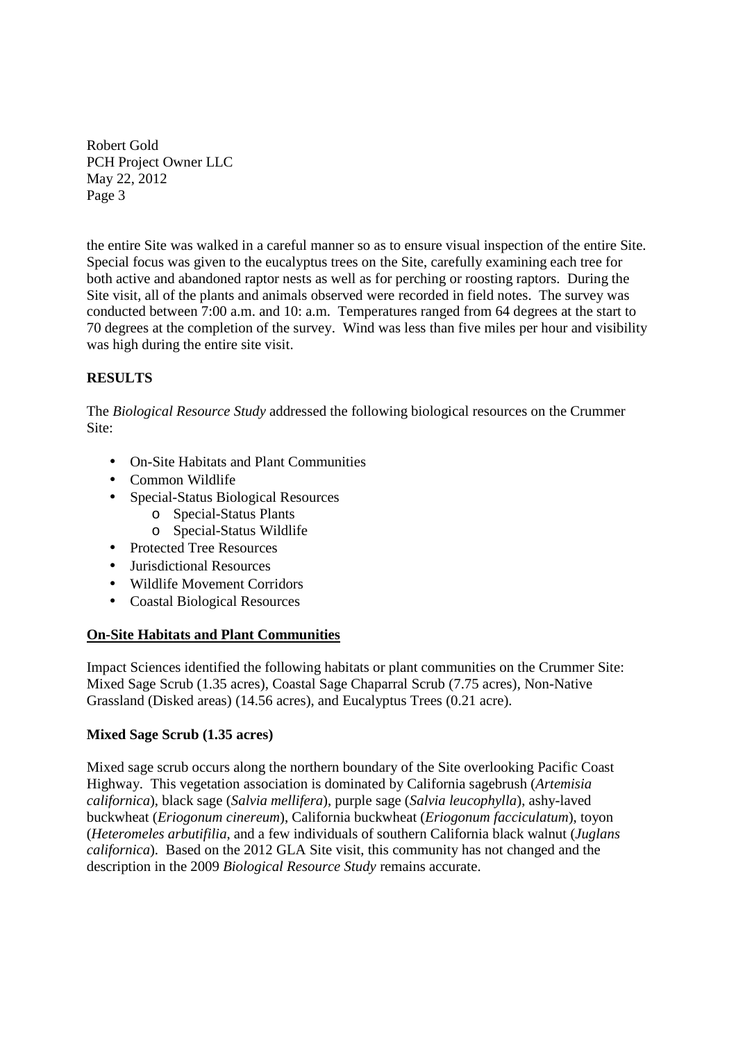the entire Site was walked in a careful manner so as to ensure visual inspection of the entire Site. Special focus was given to the eucalyptus trees on the Site, carefully examining each tree for both active and abandoned raptor nests as well as for perching or roosting raptors. During the Site visit, all of the plants and animals observed were recorded in field notes. The survey was conducted between 7:00 a.m. and 10: a.m. Temperatures ranged from 64 degrees at the start to 70 degrees at the completion of the survey. Wind was less than five miles per hour and visibility was high during the entire site visit.

## RESULTS

The *Biological Resource Study* addressed the following biological resources on the Crummer Site:

- On-Site Habitats and Plant Communities
- Common Wildlife
- Special-Status Biological Resources
  - Special-Status Plants
  - Special-Status Wildlife
- Protected Tree Resources
- Jurisdictional Resources
- Wildlife Movement Corridors
- Coastal Biological Resources

### On-Site Habitats and Plant Communities

Impact Sciences identified the following habitats or plant communities on the Crummer Site: Mixed Sage Scrub (1.35 acres), Coastal Sage Chaparral Scrub (7.75 acres), Non-Native Grassland (Disked areas) (14.56 acres), and Eucalyptus Trees (0.21 acre).

#### Mixed Sage Scrub (1.35 acres)

Mixed sage scrub occurs along the northern boundary of the Site overlooking Pacific Coast Highway. This vegetation association is dominated by California sagebrush (*Artemisia californica*), black sage (*Salvia mellifera*), purple sage (*Salvia leucophylla*), ashy-laved buckwheat (*Eriogonum cinereum*), California buckwheat (*Eriogonum facciculatum*), toyon (*Heteromeles arbutifilia*, and a few individuals of southern California black walnut (*Juglans californica*). Based on the 2012 GLA Site visit, this community has not changed and the description in the 2009 *Biological Resource Study* remains accurate.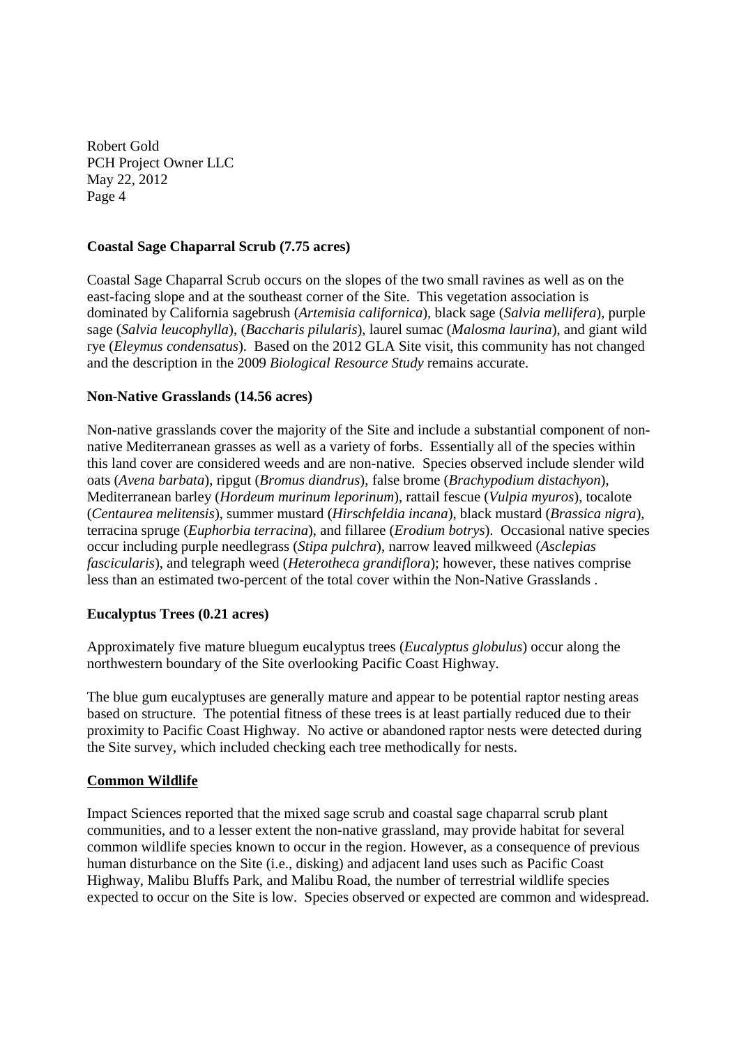**Coastal Sage Chaparral Scrub (7.75 acres)**

Coastal Sage Chaparral Scrub occurs on the slopes of the two small ravines as well as on the east-facing slope and at the southeast corner of the Site. This vegetation association is dominated by California sagebrush (*Artemisia californica*), black sage (*Salvia mellifera*), purple sage (*Salvia leucophylla*), (*Baccharis pilularis*), laurel sumac (*Malosma laurina*), and giant wild rye (*Eleymus condensatus*). Based on the 2012 GLA Site visit, this community has not changed and the description in the 2009 *Biological Resource Study* remains accurate.

**Non-Native Grasslands (14.56 acres)**

Non-native grasslands cover the majority of the Site and include a substantial component of non-native Mediterranean grasses as well as a variety of forbs. Essentially all of the species within this land cover are considered weeds and are non-native. Species observed include slender wild oats (*Avena barbata*), ripgut (*Bromus diandrus*), false brome (*Brachypodium distachyon*), Mediterranean barley (*Hordeum murinum leporinum*), rattail fescue (*Vulpia myuros*), tocalote (*Centaurea melitensis*), summer mustard (*Hirschfeldia incana*), black mustard (*Brassica nigra*), terracina spruge (*Euphorbia terracina*), and fillaree (*Erodium botrys*). Occasional native species occur including purple needlegrass (*Stipa pulchra*), narrow leaved milkweed (*Asclepias fascicularis*), and telegraph weed (*Heterotheca grandiflora*); however, these natives comprise less than an estimated two-percent of the total cover within the Non-Native Grasslands .

**Eucalyptus Trees (0.21 acres)**

Approximately five mature bluegum eucalyptus trees (*Eucalyptus globulus*) occur along the northwestern boundary of the Site overlooking Pacific Coast Highway.

The blue gum eucalyptuses are generally mature and appear to be potential raptor nesting areas based on structure. The potential fitness of these trees is at least partially reduced due to their proximity to Pacific Coast Highway. No active or abandoned raptor nests were detected during the Site survey, which included checking each tree methodically for nests.

**Common Wildlife**

Impact Sciences reported that the mixed sage scrub and coastal sage chaparral scrub plant communities, and to a lesser extent the non-native grassland, may provide habitat for several common wildlife species known to occur in the region. However, as a consequence of previous human disturbance on the Site (i.e., disking) and adjacent land uses such as Pacific Coast Highway, Malibu Bluffs Park, and Malibu Road, the number of terrestrial wildlife species expected to occur on the Site is low. Species observed or expected are common and widespread.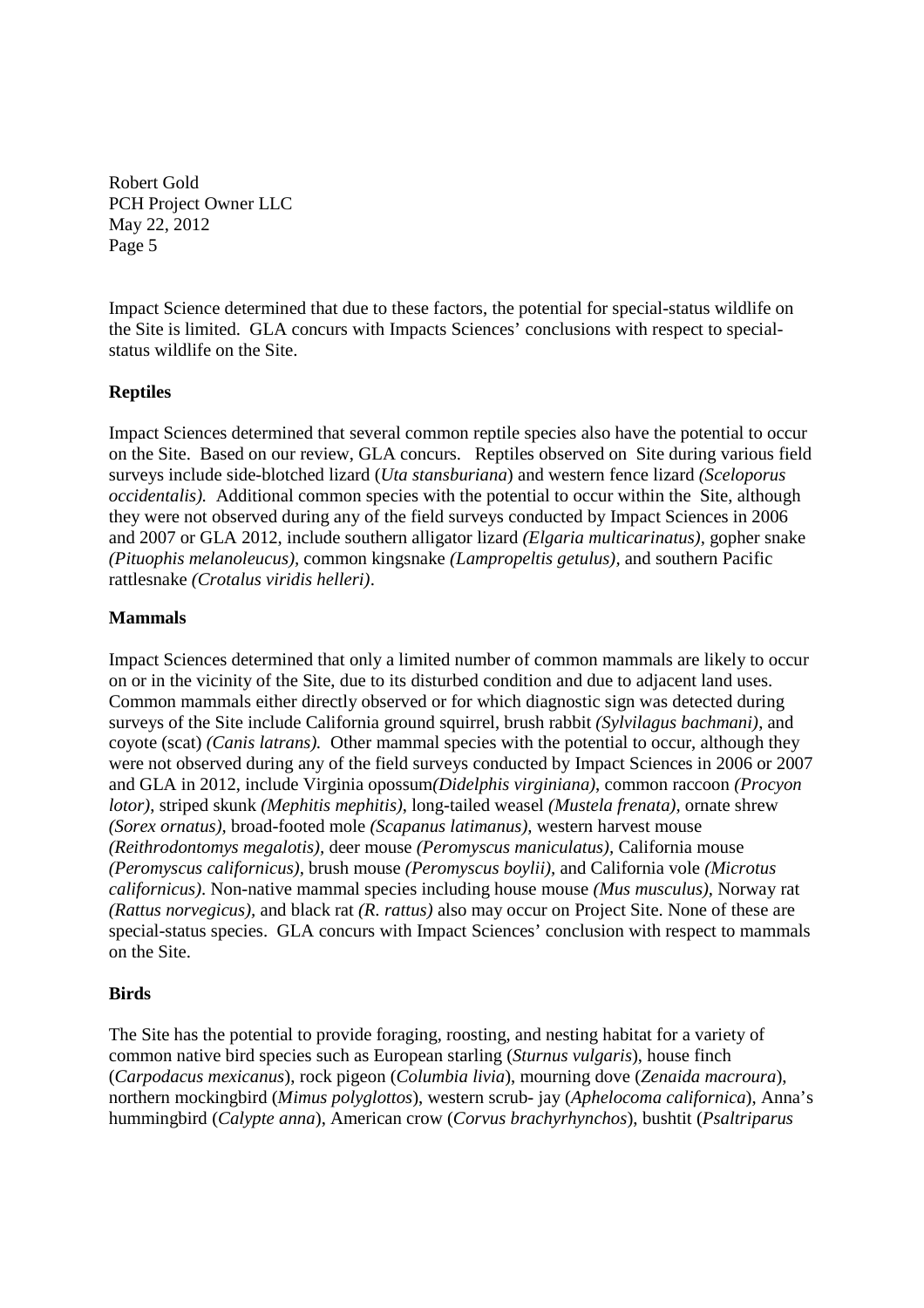Impact Science determined that due to these factors, the potential for special-status wildlife on the Site is limited. GLA concurs with Impacts Sciences' conclusions with respect to special-status wildlife on the Site.

**Reptiles**

Impact Sciences determined that several common reptile species also have the potential to occur on the Site. Based on our review, GLA concurs. Reptiles observed on Site during various field surveys include side-blotched lizard (*Uta stansburiana*) and western fence lizard *(Sceloporus occidentalis).* Additional common species with the potential to occur within the Site, although they were not observed during any of the field surveys conducted by Impact Sciences in 2006 and 2007 or GLA 2012, include southern alligator lizard *(Elgaria multicarinatus),* gopher snake *(Pituophis melanoleucus),* common kingsnake *(Lampropeltis getulus),* and southern Pacific rattlesnake *(Crotalus viridis helleri)*.

**Mammals**

Impact Sciences determined that only a limited number of common mammals are likely to occur on or in the vicinity of the Site, due to its disturbed condition and due to adjacent land uses. Common mammals either directly observed or for which diagnostic sign was detected during surveys of the Site include California ground squirrel, brush rabbit *(Sylvilagus bachmani)*, and coyote (scat) *(Canis latrans).* Other mammal species with the potential to occur, although they were not observed during any of the field surveys conducted by Impact Sciences in 2006 or 2007 and GLA in 2012, include Virginia opossum*(Didelphis virginiana)*, common raccoon *(Procyon lotor),* striped skunk *(Mephitis mephitis)*, long-tailed weasel *(Mustela frenata),* ornate shrew *(Sorex ornatus),* broad-footed mole *(Scapanus latimanus),* western harvest mouse *(Reithrodontomys megalotis),* deer mouse *(Peromyscus maniculatus),* California mouse *(Peromyscus californicus),* brush mouse *(Peromyscus boylii),* and California vole *(Microtus californicus)*. Non-native mammal species including house mouse *(Mus musculus)*, Norway rat *(Rattus norvegicus),* and black rat *(R. rattus)* also may occur on Project Site. None of these are special-status species. GLA concurs with Impact Sciences' conclusion with respect to mammals on the Site.

**Birds**

The Site has the potential to provide foraging, roosting, and nesting habitat for a variety of common native bird species such as European starling (*Sturnus vulgaris*), house finch (*Carpodacus mexicanus*), rock pigeon (*Columbia livia*), mourning dove (*Zenaida macroura*), northern mockingbird (*Mimus polyglottos*), western scrub- jay (*Aphelocoma californica*), Anna's hummingbird (*Calypte anna*), American crow (*Corvus brachyrhynchos*), bushtit (*Psaltriparus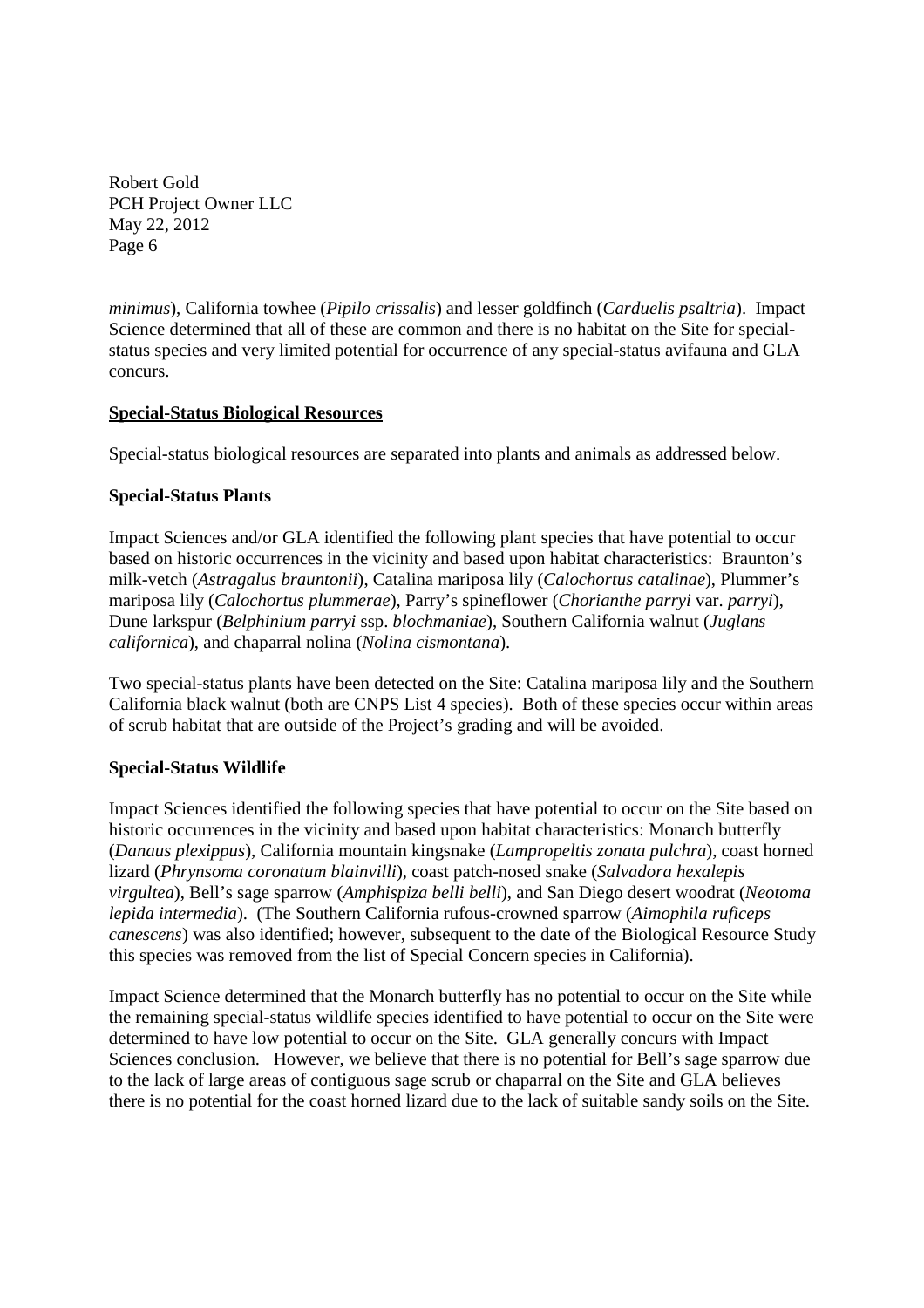*minimus*), California towhee (*Pipilo crissalis*) and lesser goldfinch (*Carduelis psaltria*). Impact Science determined that all of these are common and there is no habitat on the Site for special-status species and very limited potential for occurrence of any special-status avifauna and GLA concurs.

**Special-Status Biological Resources**

Special-status biological resources are separated into plants and animals as addressed below.

**Special-Status Plants**

Impact Sciences and/or GLA identified the following plant species that have potential to occur based on historic occurrences in the vicinity and based upon habitat characteristics: Braunton's milk-vetch (*Astragalus brauntonii*), Catalina mariposa lily (*Calochortus catalinae*), Plummer's mariposa lily (*Calochortus plummerae*), Parry's spineflower (*Chorianthe parryi* var. *parryi*), Dune larkspur (*Belphinium parryi* ssp. *blochmaniae*), Southern California walnut (*Juglans californica*), and chaparral nolina (*Nolina cismontana*).

Two special-status plants have been detected on the Site: Catalina mariposa lily and the Southern California black walnut (both are CNPS List 4 species). Both of these species occur within areas of scrub habitat that are outside of the Project's grading and will be avoided.

**Special-Status Wildlife**

Impact Sciences identified the following species that have potential to occur on the Site based on historic occurrences in the vicinity and based upon habitat characteristics: Monarch butterfly (*Danaus plexippus*), California mountain kingsnake (*Lampropeltis zonata pulchra*), coast horned lizard (*Phrynsoma coronatum blainvilli*), coast patch-nosed snake (*Salvadora hexalepis virgultea*), Bell's sage sparrow (*Amphispiza belli belli*), and San Diego desert woodrat (*Neotoma lepida intermedia*). (The Southern California rufous-crowned sparrow (*Aimophila ruficeps canescens*) was also identified; however, subsequent to the date of the Biological Resource Study this species was removed from the list of Special Concern species in California).

Impact Science determined that the Monarch butterfly has no potential to occur on the Site while the remaining special-status wildlife species identified to have potential to occur on the Site were determined to have low potential to occur on the Site. GLA generally concurs with Impact Sciences conclusion. However, we believe that there is no potential for Bell's sage sparrow due to the lack of large areas of contiguous sage scrub or chaparral on the Site and GLA believes there is no potential for the coast horned lizard due to the lack of suitable sandy soils on the Site.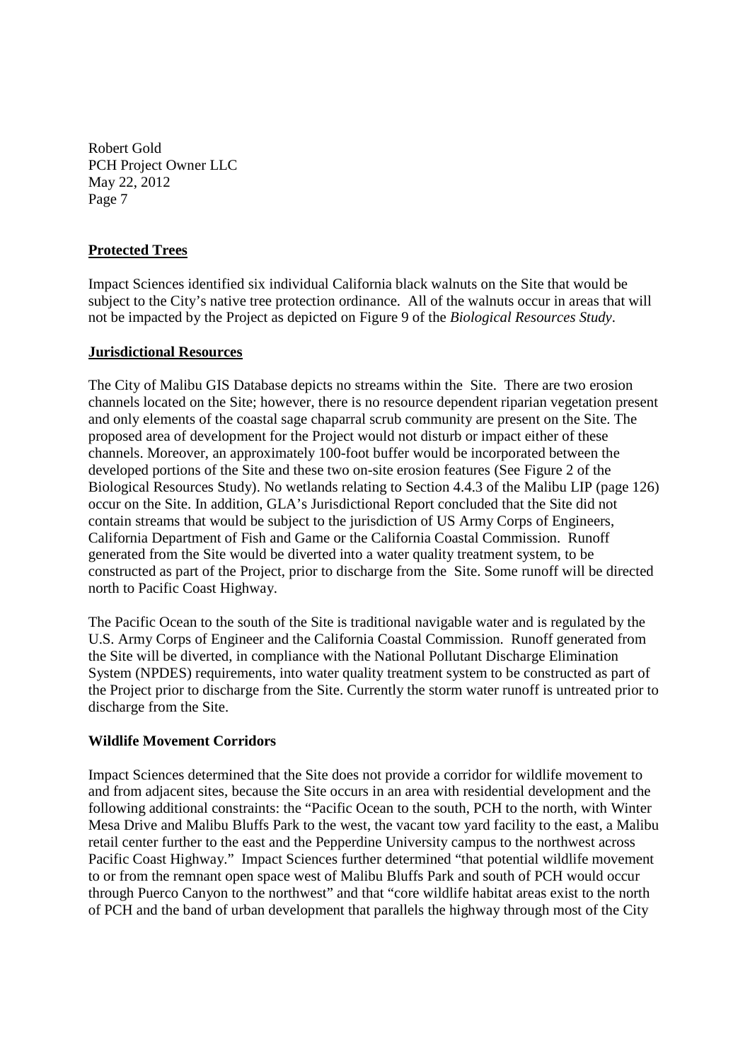## **Protected Trees**

Impact Sciences identified six individual California black walnuts on the Site that would be subject to the City's native tree protection ordinance. All of the walnuts occur in areas that will not be impacted by the Project as depicted on Figure 9 of the *Biological Resources Study*.

## **Jurisdictional Resources**

The City of Malibu GIS Database depicts no streams within the Site. There are two erosion channels located on the Site; however, there is no resource dependent riparian vegetation present and only elements of the coastal sage chaparral scrub community are present on the Site. The proposed area of development for the Project would not disturb or impact either of these channels. Moreover, an approximately 100-foot buffer would be incorporated between the developed portions of the Site and these two on-site erosion features (See Figure 2 of the Biological Resources Study). No wetlands relating to Section 4.4.3 of the Malibu LIP (page 126) occur on the Site. In addition, GLA's Jurisdictional Report concluded that the Site did not contain streams that would be subject to the jurisdiction of US Army Corps of Engineers, California Department of Fish and Game or the California Coastal Commission. Runoff generated from the Site would be diverted into a water quality treatment system, to be constructed as part of the Project, prior to discharge from the Site. Some runoff will be directed north to Pacific Coast Highway.

The Pacific Ocean to the south of the Site is traditional navigable water and is regulated by the U.S. Army Corps of Engineer and the California Coastal Commission. Runoff generated from the Site will be diverted, in compliance with the National Pollutant Discharge Elimination System (NPDES) requirements, into water quality treatment system to be constructed as part of the Project prior to discharge from the Site. Currently the storm water runoff is untreated prior to discharge from the Site.

## **Wildlife Movement Corridors**

Impact Sciences determined that the Site does not provide a corridor for wildlife movement to and from adjacent sites, because the Site occurs in an area with residential development and the following additional constraints: the "Pacific Ocean to the south, PCH to the north, with Winter Mesa Drive and Malibu Bluffs Park to the west, the vacant tow yard facility to the east, a Malibu retail center further to the east and the Pepperdine University campus to the northwest across Pacific Coast Highway." Impact Sciences further determined "that potential wildlife movement to or from the remnant open space west of Malibu Bluffs Park and south of PCH would occur through Puerco Canyon to the northwest" and that "core wildlife habitat areas exist to the north of PCH and the band of urban development that parallels the highway through most of the City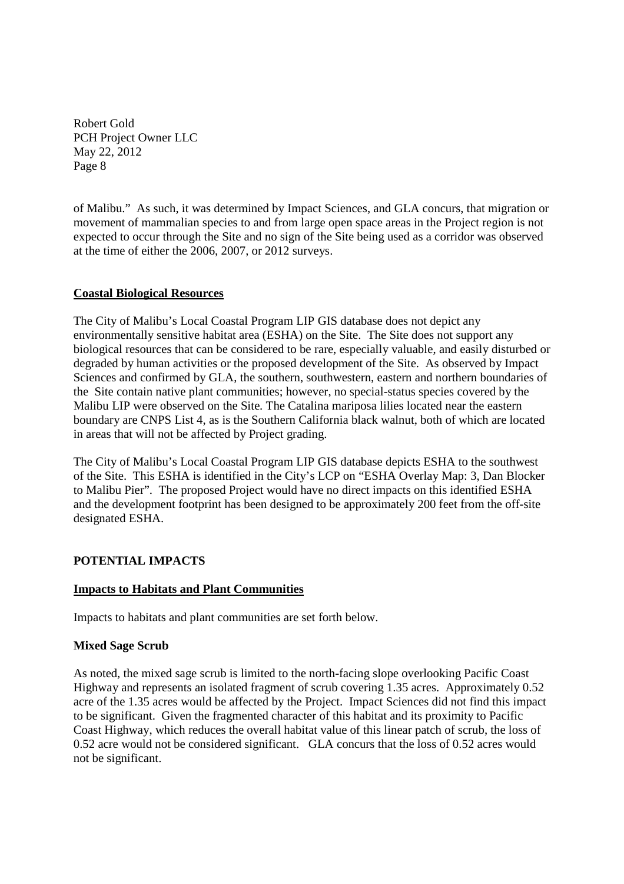of Malibu." As such, it was determined by Impact Sciences, and GLA concurs, that migration or movement of mammalian species to and from large open space areas in the Project region is not expected to occur through the Site and no sign of the Site being used as a corridor was observed at the time of either the 2006, 2007, or 2012 surveys.

## Coastal Biological Resources

The City of Malibu's Local Coastal Program LIP GIS database does not depict any environmentally sensitive habitat area (ESHA) on the Site. The Site does not support any biological resources that can be considered to be rare, especially valuable, and easily disturbed or degraded by human activities or the proposed development of the Site. As observed by Impact Sciences and confirmed by GLA, the southern, southwestern, eastern and northern boundaries of the Site contain native plant communities; however, no special-status species covered by the Malibu LIP were observed on the Site. The Catalina mariposa lilies located near the eastern boundary are CNPS List 4, as is the Southern California black walnut, both of which are located in areas that will not be affected by Project grading.

The City of Malibu's Local Coastal Program LIP GIS database depicts ESHA to the southwest of the Site. This ESHA is identified in the City's LCP on "ESHA Overlay Map: 3, Dan Blocker to Malibu Pier". The proposed Project would have no direct impacts on this identified ESHA and the development footprint has been designed to be approximately 200 feet from the off-site designated ESHA.

# POTENTIAL IMPACTS

## Impacts to Habitats and Plant Communities

Impacts to habitats and plant communities are set forth below.

### Mixed Sage Scrub

As noted, the mixed sage scrub is limited to the north-facing slope overlooking Pacific Coast Highway and represents an isolated fragment of scrub covering 1.35 acres. Approximately 0.52 acre of the 1.35 acres would be affected by the Project. Impact Sciences did not find this impact to be significant. Given the fragmented character of this habitat and its proximity to Pacific Coast Highway, which reduces the overall habitat value of this linear patch of scrub, the loss of 0.52 acre would not be considered significant. GLA concurs that the loss of 0.52 acres would not be significant.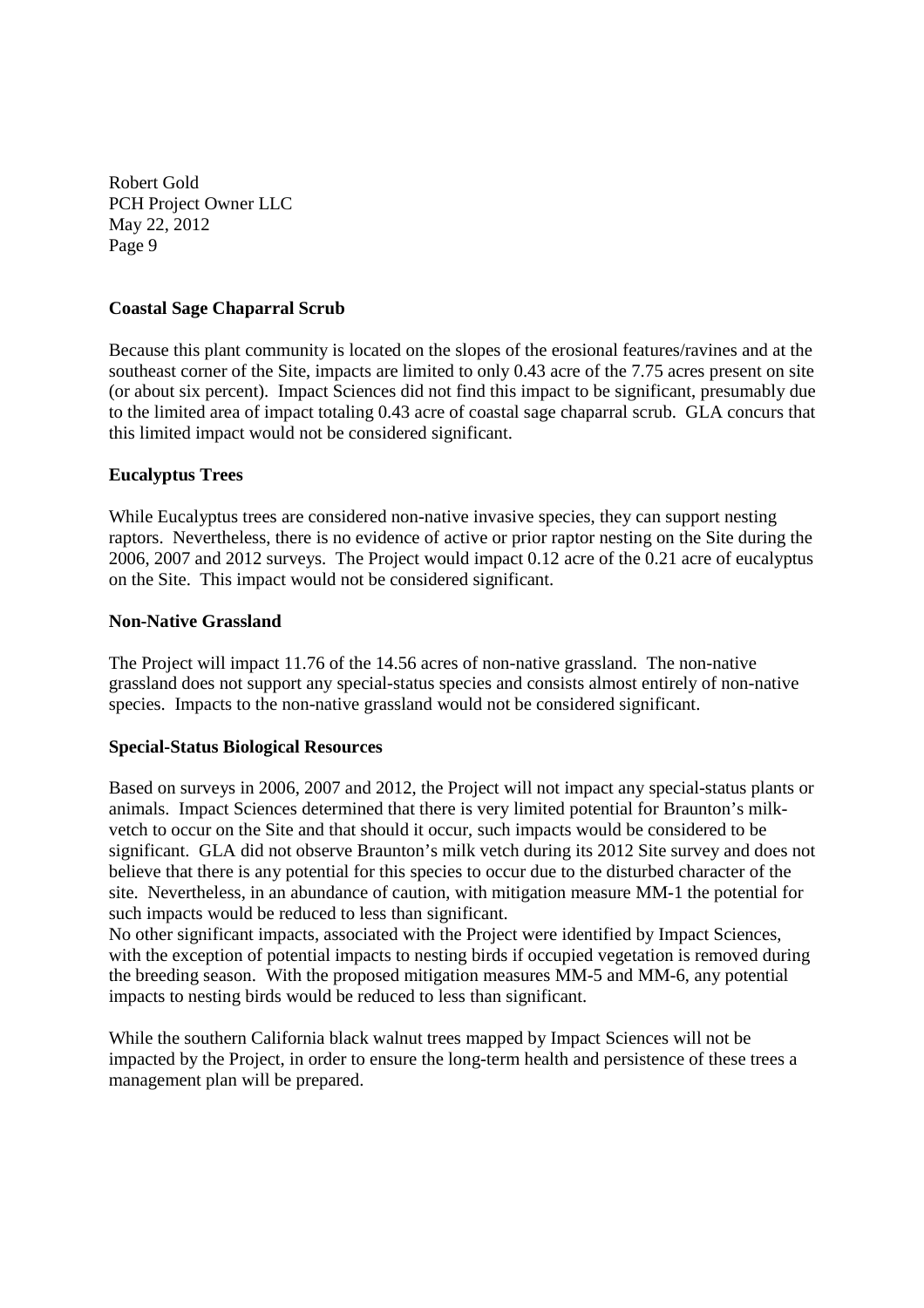Robert Gold
PCH Project Owner LLC
May 22, 2012
Page 9

**Coastal Sage Chaparral Scrub**

Because this plant community is located on the slopes of the erosional features/ravines and at the southeast corner of the Site, impacts are limited to only 0.43 acre of the 7.75 acres present on site (or about six percent). Impact Sciences did not find this impact to be significant, presumably due to the limited area of impact totaling 0.43 acre of coastal sage chaparral scrub. GLA concurs that this limited impact would not be considered significant.

**Eucalyptus Trees**

While Eucalyptus trees are considered non-native invasive species, they can support nesting raptors. Nevertheless, there is no evidence of active or prior raptor nesting on the Site during the 2006, 2007 and 2012 surveys. The Project would impact 0.12 acre of the 0.21 acre of eucalyptus on the Site. This impact would not be considered significant.

**Non-Native Grassland**

The Project will impact 11.76 of the 14.56 acres of non-native grassland. The non-native grassland does not support any special-status species and consists almost entirely of non-native species. Impacts to the non-native grassland would not be considered significant.

**Special-Status Biological Resources**

Based on surveys in 2006, 2007 and 2012, the Project will not impact any special-status plants or animals. Impact Sciences determined that there is very limited potential for Braunton's milk-vetch to occur on the Site and that should it occur, such impacts would be considered to be significant. GLA did not observe Braunton's milk vetch during its 2012 Site survey and does not believe that there is any potential for this species to occur due to the disturbed character of the site. Nevertheless, in an abundance of caution, with mitigation measure MM-1 the potential for such impacts would be reduced to less than significant.
No other significant impacts, associated with the Project were identified by Impact Sciences, with the exception of potential impacts to nesting birds if occupied vegetation is removed during the breeding season. With the proposed mitigation measures MM-5 and MM-6, any potential impacts to nesting birds would be reduced to less than significant.

While the southern California black walnut trees mapped by Impact Sciences will not be impacted by the Project, in order to ensure the long-term health and persistence of these trees a management plan will be prepared.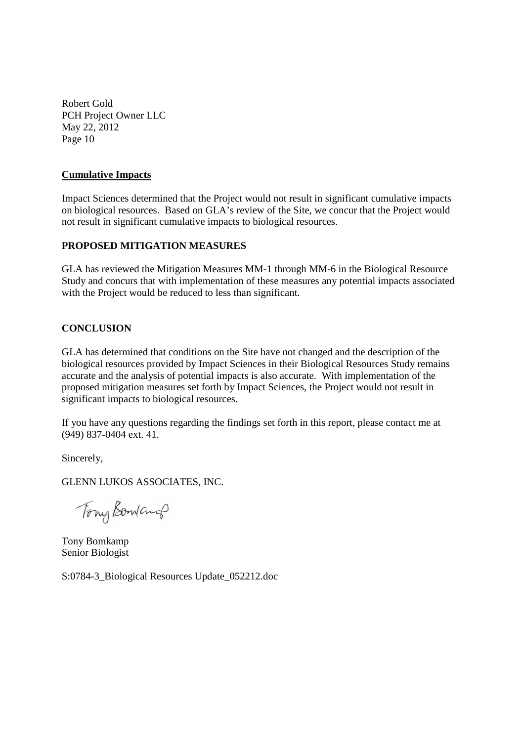Robert Gold
PCH Project Owner LLC
May 22, 2012
Page 10

**Cumulative Impacts**

Impact Sciences determined that the Project would not result in significant cumulative impacts on biological resources. Based on GLA's review of the Site, we concur that the Project would not result in significant cumulative impacts to biological resources.

## PROPOSED MITIGATION MEASURES

GLA has reviewed the Mitigation Measures MM-1 through MM-6 in the Biological Resource Study and concurs that with implementation of these measures any potential impacts associated with the Project would be reduced to less than significant.

## CONCLUSION

GLA has determined that conditions on the Site have not changed and the description of the biological resources provided by Impact Sciences in their Biological Resources Study remains accurate and the analysis of potential impacts is also accurate. With implementation of the proposed mitigation measures set forth by Impact Sciences, the Project would not result in significant impacts to biological resources.

If you have any questions regarding the findings set forth in this report, please contact me at (949) 837-0404 ext. 41.

Sincerely,

GLENN LUKOS ASSOCIATES, INC.

Tony Bomkamp

Tony Bomkamp
Senior Biologist

S:0784-3_Biological Resources Update_052212.doc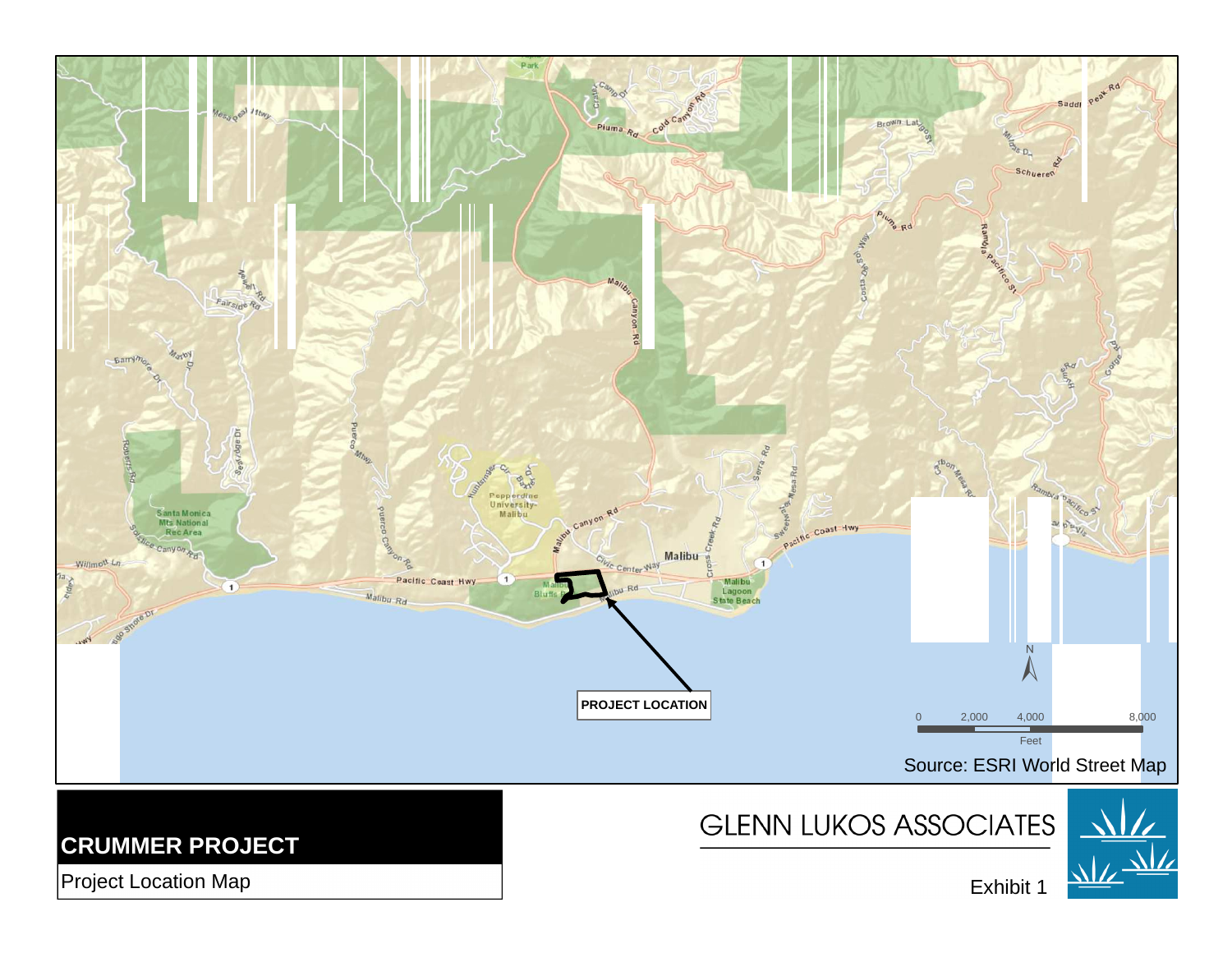PROJECT LOCATION

0 2,000 4,000 8,000

Feet

Source: ESRI World Street Map

**CRUMMER PROJECT**

Project Location Map

GLENN LUKOS ASSOCIATES

Exhibit 1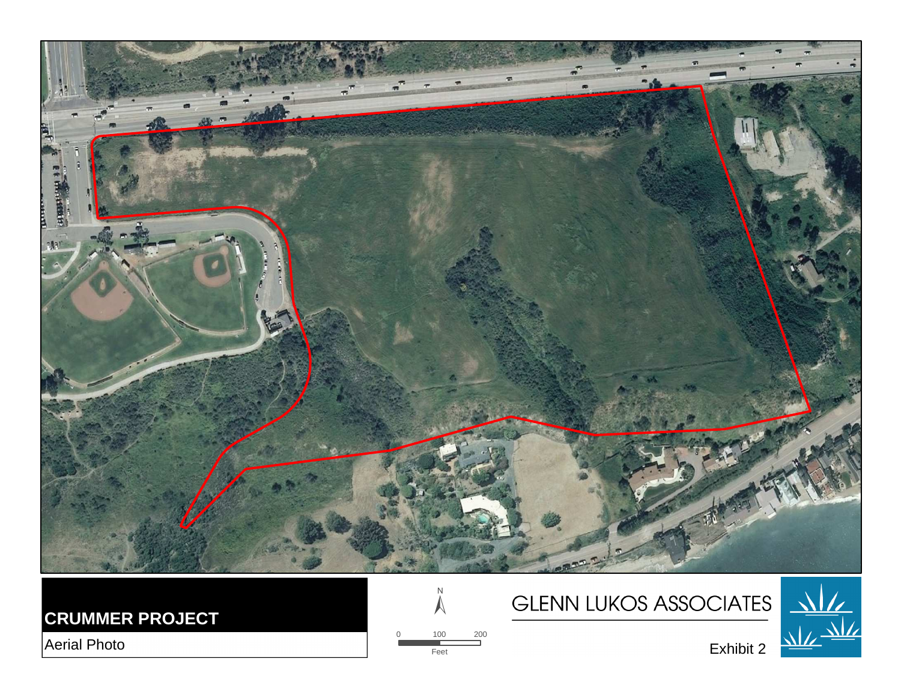**CRUMMER PROJECT**

Aerial Photo

N

0 100 200

Feet

GLENN LUKOS ASSOCIATES

Exhibit 2